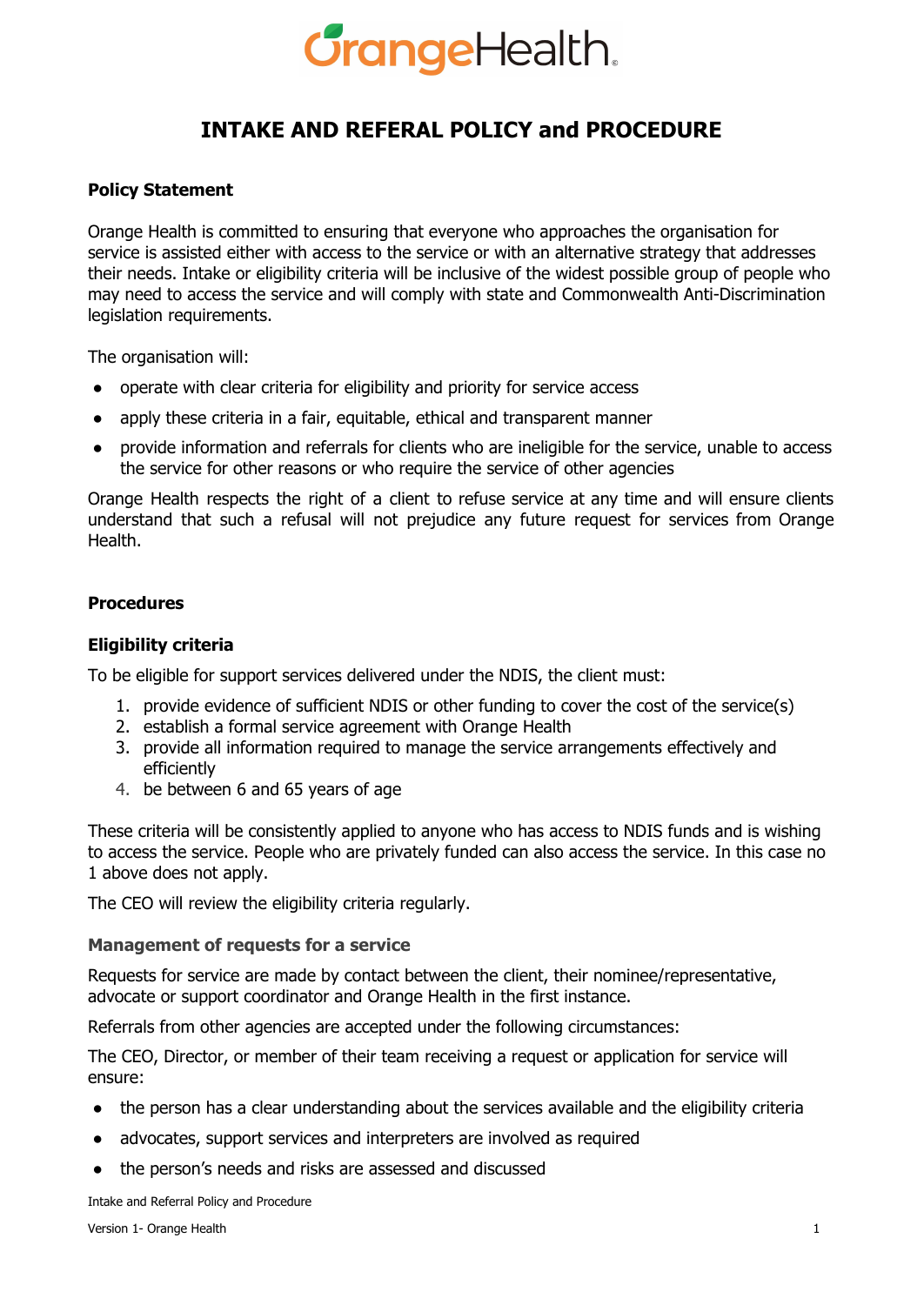# INTAKE AND REFERAL POLICY and PROCEDURE

**Policy Statement**

Orange Health is committed to ensuring that everyone who approaches the organisation for service is assisted either with access to the service or with an alternative strategy that addresses their needs. Intake or eligibility criteria will be inclusive of the widest possible group of people who may need to access the service and will comply with state and Commonwealth Anti-Discrimination legislation requirements.

The organisation will:

- operate with clear criteria for eligibility and priority for service access
- apply these criteria in a fair, equitable, ethical and transparent manner
- provide information and referrals for clients who are ineligible for the service, unable to access the service for other reasons or who require the service of other agencies

Orange Health respects the right of a client to refuse service at any time and will ensure clients understand that such a refusal will not prejudice any future request for services from Orange Health.

**Procedures**

**Eligibility criteria**

To be eligible for support services delivered under the NDIS, the client must:

1. provide evidence of sufficient NDIS or other funding to cover the cost of the service(s)
2. establish a formal service agreement with Orange Health
3. provide all information required to manage the service arrangements effectively and efficiently
4. be between 6 and 65 years of age

These criteria will be consistently applied to anyone who has access to NDIS funds and is wishing to access the service. People who are privately funded can also access the service. In this case no 1 above does not apply.

The CEO will review the eligibility criteria regularly.

**Management of requests for a service**

Requests for service are made by contact between the client, their nominee/representative, advocate or support coordinator and Orange Health in the first instance.

Referrals from other agencies are accepted under the following circumstances:

The CEO, Director, or member of their team receiving a request or application for service will ensure:

- the person has a clear understanding about the services available and the eligibility criteria
- advocates, support services and interpreters are involved as required
- the person's needs and risks are assessed and discussed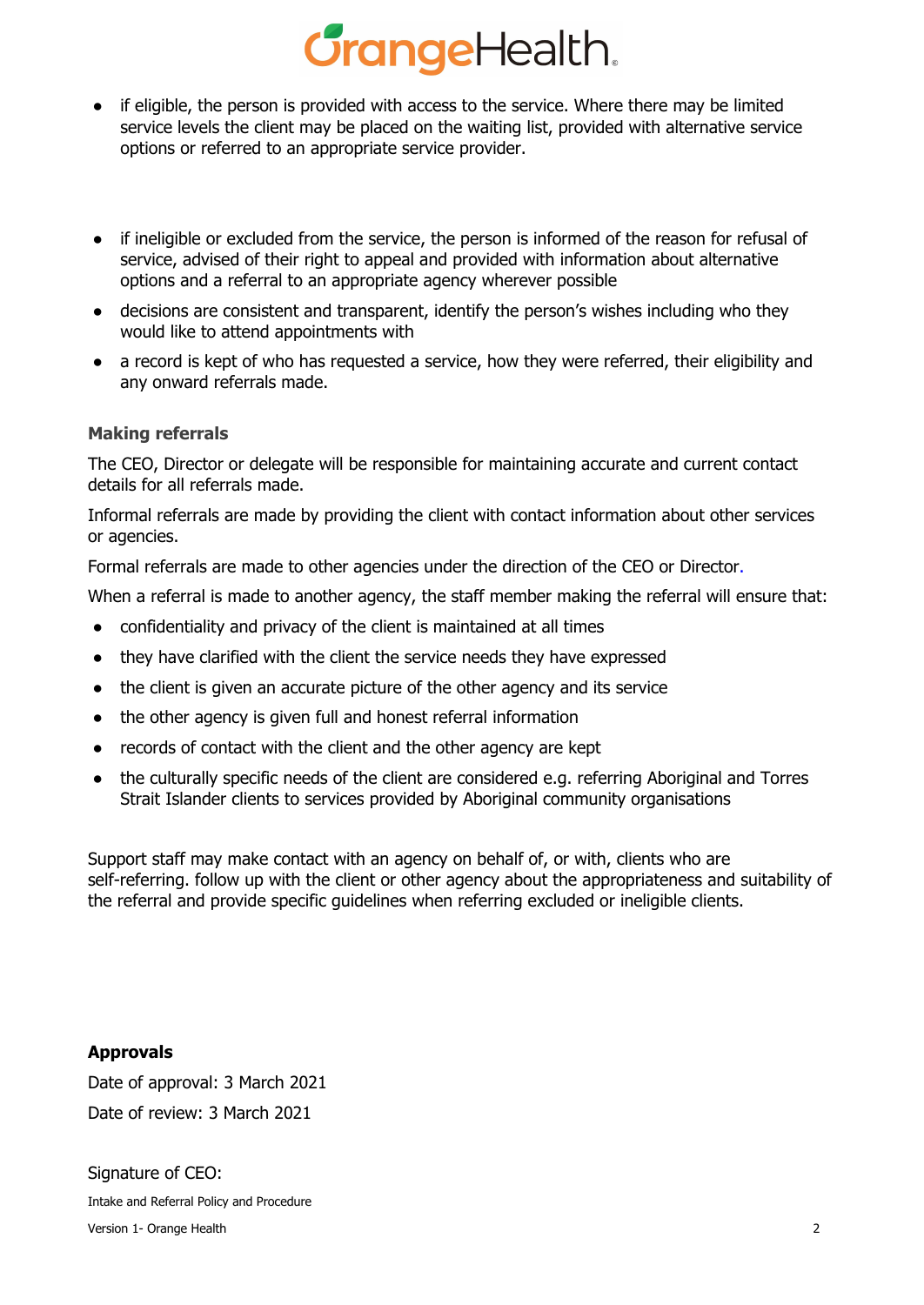- if eligible, the person is provided with access to the service. Where there may be limited service levels the client may be placed on the waiting list, provided with alternative service options or referred to an appropriate service provider.

- if ineligible or excluded from the service, the person is informed of the reason for refusal of service, advised of their right to appeal and provided with information about alternative options and a referral to an appropriate agency wherever possible
- decisions are consistent and transparent, identify the person's wishes including who they would like to attend appointments with
- a record is kept of who has requested a service, how they were referred, their eligibility and any onward referrals made.

### Making referrals

The CEO, Director or delegate will be responsible for maintaining accurate and current contact details for all referrals made.

Informal referrals are made by providing the client with contact information about other services or agencies.

Formal referrals are made to other agencies under the direction of the CEO or Director.

When a referral is made to another agency, the staff member making the referral will ensure that:

- confidentiality and privacy of the client is maintained at all times
- they have clarified with the client the service needs they have expressed
- the client is given an accurate picture of the other agency and its service
- the other agency is given full and honest referral information
- records of contact with the client and the other agency are kept
- the culturally specific needs of the client are considered e.g. referring Aboriginal and Torres Strait Islander clients to services provided by Aboriginal community organisations

Support staff may make contact with an agency on behalf of, or with, clients who are self-referring. follow up with the client or other agency about the appropriateness and suitability of the referral and provide specific guidelines when referring excluded or ineligible clients.

**Approvals**

Date of approval: 3 March 2021

Date of review: 3 March 2021

Signature of CEO: